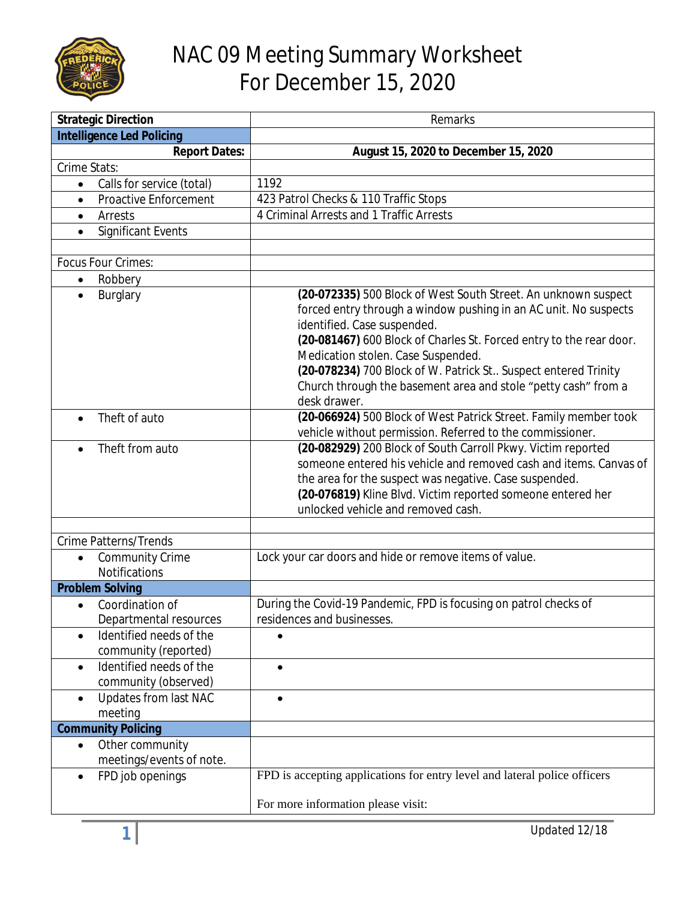# NAC 09 Meeting Summary Worksheet
# For December 15, 2020

| Strategic Direction | Remarks |
|---|---|
| **Intelligence Led Policing** | |
| **Report Dates:** | **August 15, 2020 to December 15, 2020** |
| Crime Stats: | |
| • Calls for service (total) | 1192 |
| • Proactive Enforcement | 423 Patrol Checks & 110 Traffic Stops |
| • Arrests | 4 Criminal Arrests and 1 Traffic Arrests |
| • Significant Events | |
| | |
| Focus Four Crimes: | |
| • Robbery | |
| • Burglary | **(20-072335)** 500 Block of West South Street. An unknown suspect forced entry through a window pushing in an AC unit. No suspects identified. Case suspended. **(20-081467)** 600 Block of Charles St. Forced entry to the rear door. Medication stolen. Case Suspended. **(20-078234)** 700 Block of W. Patrick St.. Suspect entered Trinity Church through the basement area and stole "petty cash" from a desk drawer. |
| • Theft of auto | **(20-066924)** 500 Block of West Patrick Street. Family member took vehicle without permission. Referred to the commissioner. |
| • Theft from auto | **(20-082929)** 200 Block of South Carroll Pkwy. Victim reported someone entered his vehicle and removed cash and items. Canvas of the area for the suspect was negative. Case suspended. **(20-076819)** Kline Blvd. Victim reported someone entered her unlocked vehicle and removed cash. |
| | |
| Crime Patterns/Trends | |
| • Community Crime Notifications | Lock your car doors and hide or remove items of value. |
| **Problem Solving** | |
| • Coordination of Departmental resources | During the Covid-19 Pandemic, FPD is focusing on patrol checks of residences and businesses. |
| • Identified needs of the community (reported) | • |
| • Identified needs of the community (observed) | • |
| • Updates from last NAC meeting | • |
| **Community Policing** | |
| • Other community meetings/events of note. | |
| • FPD job openings | FPD is accepting applications for entry level and lateral police officers<br><br>For more information please visit: |

Updated 12/18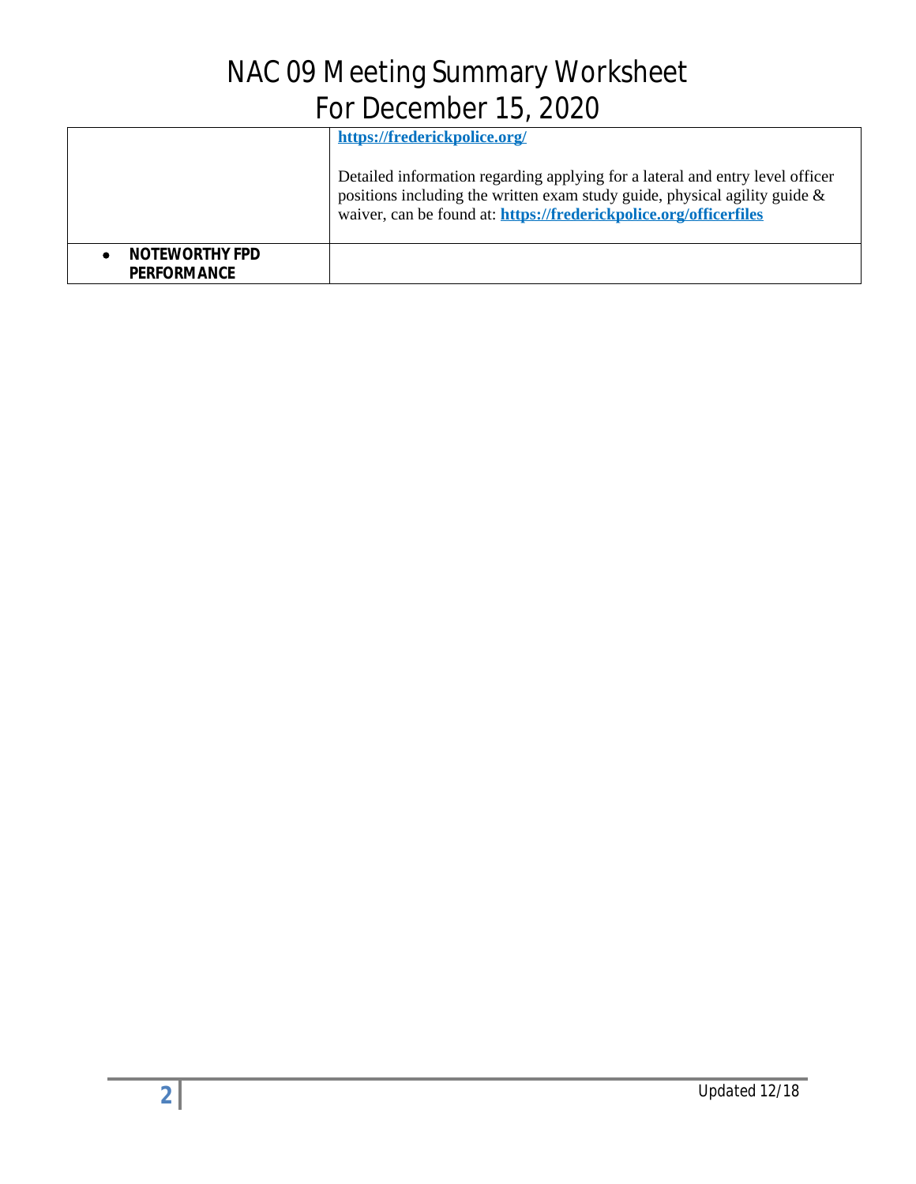# NAC 09 Meeting Summary Worksheet
# For December 15, 2020

| | |
|---|---|
| | **https://frederickpolice.org/**<br><br>Detailed information regarding applying for a lateral and entry level officer positions including the written exam study guide, physical agility guide & waiver, can be found at: **https://frederickpolice.org/officerfiles** |
| • **NOTEWORTHY FPD PERFORMANCE** | |

Updated 12/18